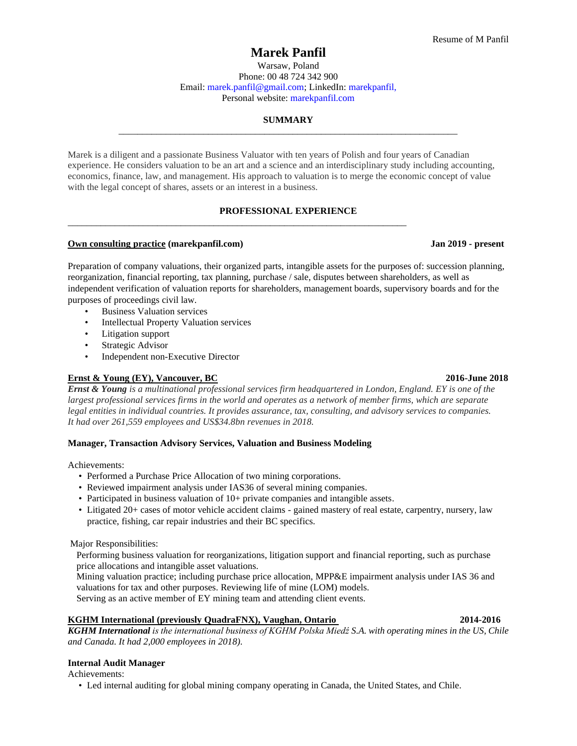# Marek Panfil

Warsaw, Poland
Phone: 00 48 724 342 900
Email: marek.panfil@gmail.com; LinkedIn: marekpanfil,
Personal website: marekpanfil.com

## SUMMARY

Marek is a diligent and a passionate Business Valuator with ten years of Polish and four years of Canadian experience. He considers valuation to be an art and a science and an interdisciplinary study including accounting, economics, finance, law, and management. His approach to valuation is to merge the economic concept of value with the legal concept of shares, assets or an interest in a business.

## PROFESSIONAL EXPERIENCE

**Own consulting practice (marekpanfil.com)** — **Jan 2019 - present**

Preparation of company valuations, their organized parts, intangible assets for the purposes of: succession planning, reorganization, financial reporting, tax planning, purchase / sale, disputes between shareholders, as well as independent verification of valuation reports for shareholders, management boards, supervisory boards and for the purposes of proceedings civil law.

- Business Valuation services
- Intellectual Property Valuation services
- Litigation support
- Strategic Advisor
- Independent non-Executive Director

**Ernst & Young (EY), Vancouver, BC** — **2016-June 2018**

***Ernst & Young*** *is a multinational professional services firm headquartered in London, England. EY is one of the largest professional services firms in the world and operates as a network of member firms, which are separate legal entities in individual countries. It provides assurance, tax, consulting, and advisory services to companies. It had over 261,559 employees and US$34.8bn revenues in 2018.*

**Manager, Transaction Advisory Services, Valuation and Business Modeling**

Achievements:

- Performed a Purchase Price Allocation of two mining corporations.
- Reviewed impairment analysis under IAS36 of several mining companies.
- Participated in business valuation of 10+ private companies and intangible assets.
- Litigated 20+ cases of motor vehicle accident claims - gained mastery of real estate, carpentry, nursery, law practice, fishing, car repair industries and their BC specifics.

Major Responsibilities:

Performing business valuation for reorganizations, litigation support and financial reporting, such as purchase price allocations and intangible asset valuations.
Mining valuation practice; including purchase price allocation, MPP&E impairment analysis under IAS 36 and valuations for tax and other purposes. Reviewing life of mine (LOM) models.
Serving as an active member of EY mining team and attending client events.

**KGHM International (previously QuadraFNX), Vaughan, Ontario** — **2014-2016**

***KGHM International*** *is the international business of KGHM Polska Miedź S.A. with operating mines in the US, Chile and Canada. It had 2,000 employees in 2018).*

**Internal Audit Manager**

Achievements:

- Led internal auditing for global mining company operating in Canada, the United States, and Chile.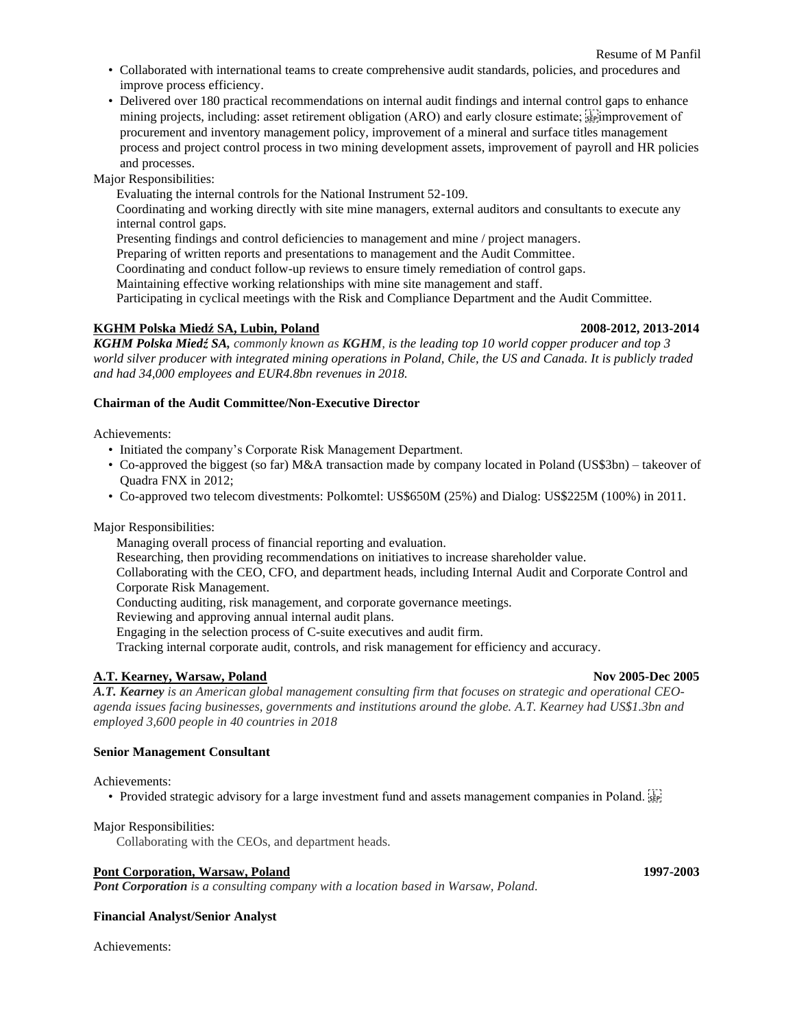- Collaborated with international teams to create comprehensive audit standards, policies, and procedures and improve process efficiency.
- Delivered over 180 practical recommendations on internal audit findings and internal control gaps to enhance mining projects, including: asset retirement obligation (ARO) and early closure estimate; improvement of procurement and inventory management policy, improvement of a mineral and surface titles management process and project control process in two mining development assets, improvement of payroll and HR policies and processes.

Major Responsibilities:

Evaluating the internal controls for the National Instrument 52-109.
Coordinating and working directly with site mine managers, external auditors and consultants to execute any internal control gaps.
Presenting findings and control deficiencies to management and mine / project managers.
Preparing of written reports and presentations to management and the Audit Committee.
Coordinating and conduct follow-up reviews to ensure timely remediation of control gaps.
Maintaining effective working relationships with mine site management and staff.
Participating in cyclical meetings with the Risk and Compliance Department and the Audit Committee.

**KGHM Polska Miedź SA, Lubin, Poland** **2008-2012, 2013-2014**

***KGHM Polska Miedź SA,*** *commonly known as* ***KGHM****, is the leading top 10 world copper producer and top 3 world silver producer with integrated mining operations in Poland, Chile, the US and Canada. It is publicly traded and had 34,000 employees and EUR4.8bn revenues in 2018.*

**Chairman of the Audit Committee/Non-Executive Director**

Achievements:

- Initiated the company's Corporate Risk Management Department.
- Co-approved the biggest (so far) M&A transaction made by company located in Poland (US$3bn) – takeover of Quadra FNX in 2012;
- Co-approved two telecom divestments: Polkomtel: US$650M (25%) and Dialog: US$225M (100%) in 2011.

Major Responsibilities:

Managing overall process of financial reporting and evaluation.
Researching, then providing recommendations on initiatives to increase shareholder value.
Collaborating with the CEO, CFO, and department heads, including Internal Audit and Corporate Control and Corporate Risk Management.
Conducting auditing, risk management, and corporate governance meetings.
Reviewing and approving annual internal audit plans.
Engaging in the selection process of C-suite executives and audit firm.
Tracking internal corporate audit, controls, and risk management for efficiency and accuracy.

**A.T. Kearney, Warsaw, Poland** **Nov 2005-Dec 2005**

***A.T. Kearney*** *is an American global management consulting firm that focuses on strategic and operational CEO-agenda issues facing businesses, governments and institutions around the globe. A.T. Kearney had US$1.3bn and employed 3,600 people in 40 countries in 2018*

**Senior Management Consultant**

Achievements:

- Provided strategic advisory for a large investment fund and assets management companies in Poland.

Major Responsibilities:

Collaborating with the CEOs, and department heads.

**Pont Corporation, Warsaw, Poland** **1997-2003**

***Pont Corporation*** *is a consulting company with a location based in Warsaw, Poland.*

**Financial Analyst/Senior Analyst**

Achievements: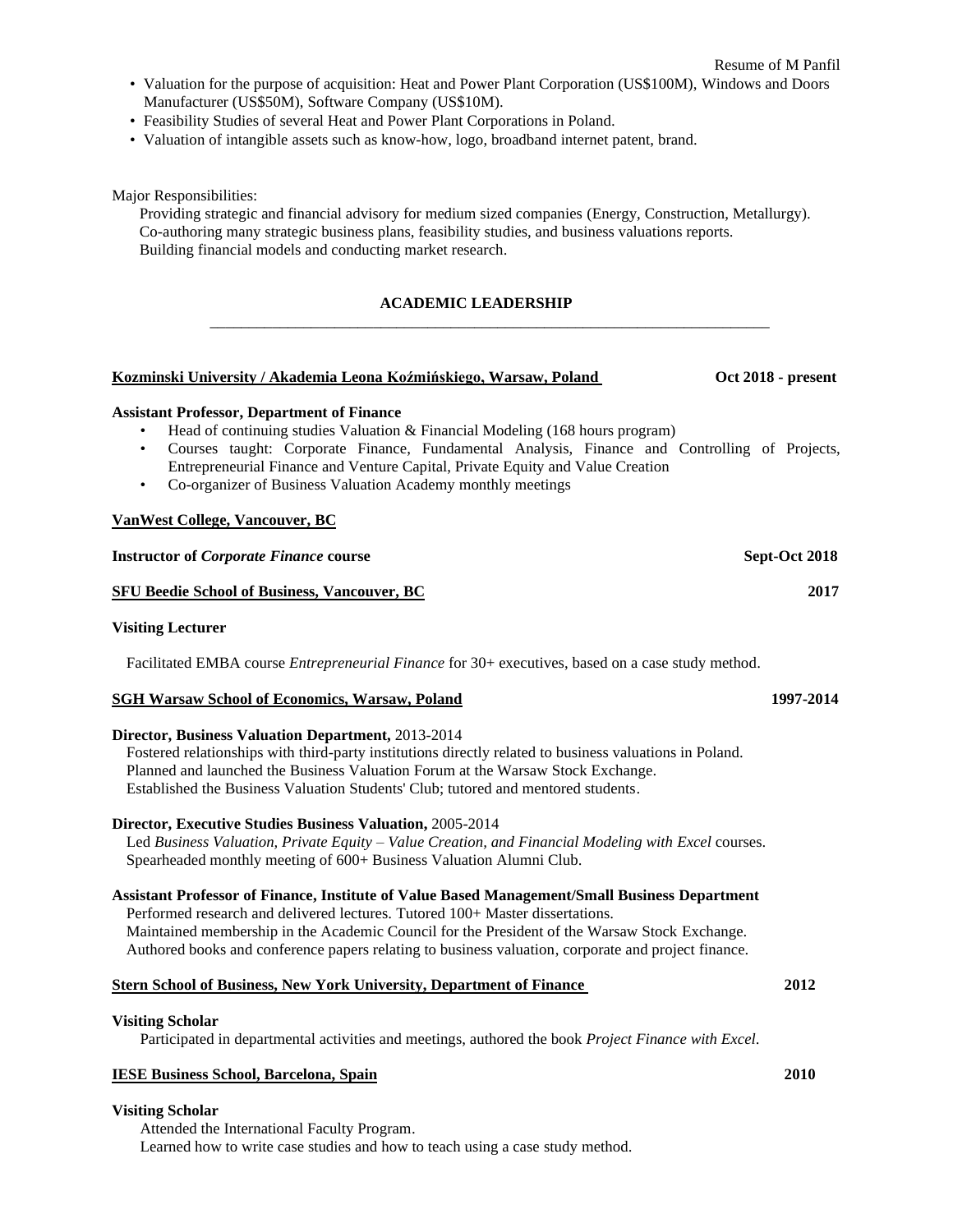- Valuation for the purpose of acquisition: Heat and Power Plant Corporation (US$100M), Windows and Doors Manufacturer (US$50M), Software Company (US$10M).
- Feasibility Studies of several Heat and Power Plant Corporations in Poland.
- Valuation of intangible assets such as know-how, logo, broadband internet patent, brand.

Major Responsibilities:

Providing strategic and financial advisory for medium sized companies (Energy, Construction, Metallurgy).
Co-authoring many strategic business plans, feasibility studies, and business valuations reports.
Building financial models and conducting market research.

## ACADEMIC LEADERSHIP

**Kozminski University / Akademia Leona Koźmińskiego, Warsaw, Poland** — **Oct 2018 - present**

**Assistant Professor, Department of Finance**

- Head of continuing studies Valuation & Financial Modeling (168 hours program)
- Courses taught: Corporate Finance, Fundamental Analysis, Finance and Controlling of Projects, Entrepreneurial Finance and Venture Capital, Private Equity and Value Creation
- Co-organizer of Business Valuation Academy monthly meetings

**VanWest College, Vancouver, BC**

**Instructor of *Corporate Finance* course** — **Sept-Oct 2018**

**SFU Beedie School of Business, Vancouver, BC** — **2017**

**Visiting Lecturer**

Facilitated EMBA course *Entrepreneurial Finance* for 30+ executives, based on a case study method.

**SGH Warsaw School of Economics, Warsaw, Poland** — **1997-2014**

**Director, Business Valuation Department,** 2013-2014
Fostered relationships with third-party institutions directly related to business valuations in Poland.
Planned and launched the Business Valuation Forum at the Warsaw Stock Exchange.
Established the Business Valuation Students' Club; tutored and mentored students.

**Director, Executive Studies Business Valuation,** 2005-2014
Led *Business Valuation, Private Equity – Value Creation, and Financial Modeling with Excel* courses.
Spearheaded monthly meeting of 600+ Business Valuation Alumni Club.

**Assistant Professor of Finance, Institute of Value Based Management/Small Business Department**
Performed research and delivered lectures. Tutored 100+ Master dissertations.
Maintained membership in the Academic Council for the President of the Warsaw Stock Exchange.
Authored books and conference papers relating to business valuation, corporate and project finance.

**Stern School of Business, New York University, Department of Finance** — **2012**

**Visiting Scholar**
Participated in departmental activities and meetings, authored the book *Project Finance with Excel*.

**IESE Business School, Barcelona, Spain** — **2010**

**Visiting Scholar**
Attended the International Faculty Program.
Learned how to write case studies and how to teach using a case study method.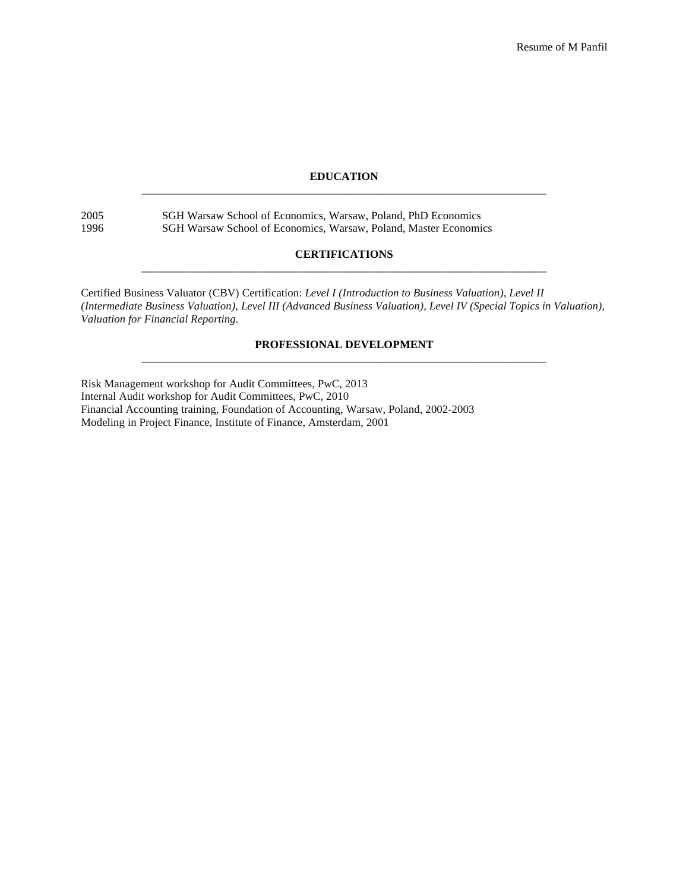## EDUCATION

| | |
|---|---|
| 2005 | SGH Warsaw School of Economics, Warsaw, Poland, PhD Economics |
| 1996 | SGH Warsaw School of Economics, Warsaw, Poland, Master Economics |

## CERTIFICATIONS

Certified Business Valuator (CBV) Certification: *Level I (Introduction to Business Valuation), Level II (Intermediate Business Valuation), Level III (Advanced Business Valuation), Level IV (Special Topics in Valuation), Valuation for Financial Reporting.*

## PROFESSIONAL DEVELOPMENT

Risk Management workshop for Audit Committees, PwC, 2013
Internal Audit workshop for Audit Committees, PwC, 2010
Financial Accounting training, Foundation of Accounting, Warsaw, Poland, 2002-2003
Modeling in Project Finance, Institute of Finance, Amsterdam, 2001